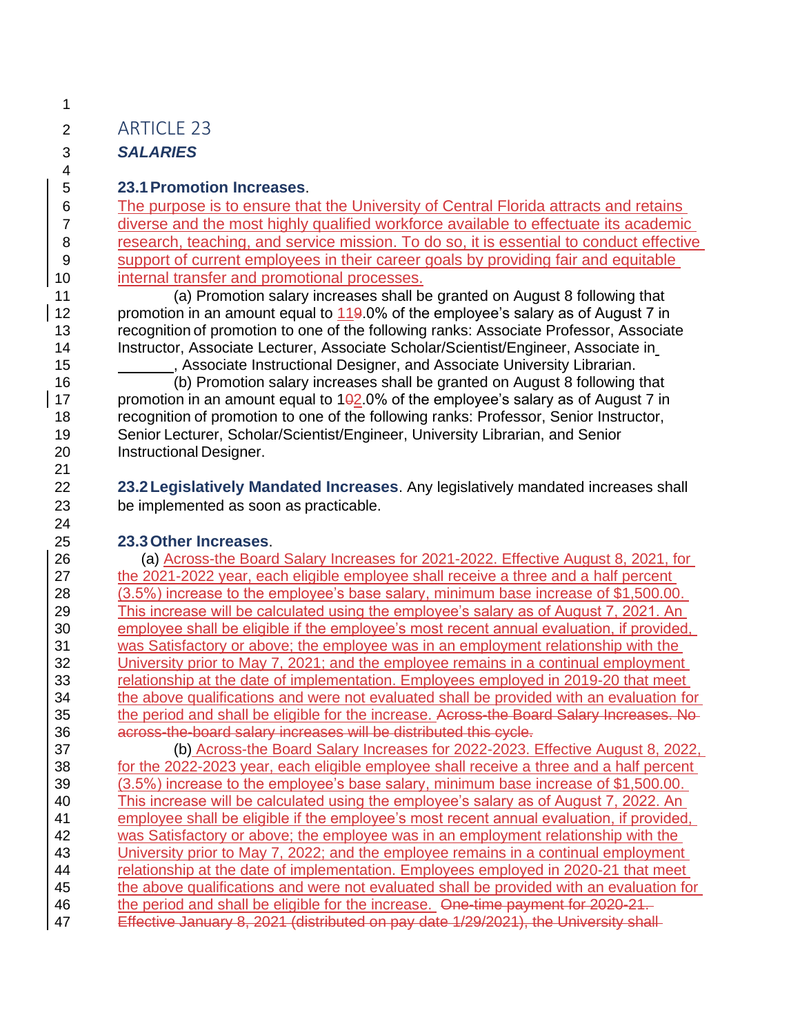# ARTICLE 23

## *SALARIES*

**23.1 Promotion Increases**.

The purpose is to ensure that the University of Central Florida attracts and retains diverse and the most highly qualified workforce available to effectuate its academic research, teaching, and service mission. To do so, it is essential to conduct effective support of current employees in their career goals by providing fair and equitable internal transfer and promotional processes.

(a) Promotion salary increases shall be granted on August 8 following that promotion in an amount equal to ~~9~~11.0% of the employee's salary as of August 7 in recognition of promotion to one of the following ranks: Associate Professor, Associate Instructor, Associate Lecturer, Associate Scholar/Scientist/Engineer, Associate in \_\_\_\_\_\_\_, Associate Instructional Designer, and Associate University Librarian.

(b) Promotion salary increases shall be granted on August 8 following that promotion in an amount equal to 1~~0~~2.0% of the employee's salary as of August 7 in recognition of promotion to one of the following ranks: Professor, Senior Instructor, Senior Lecturer, Scholar/Scientist/Engineer, University Librarian, and Senior Instructional Designer.

**23.2 Legislatively Mandated Increases**. Any legislatively mandated increases shall be implemented as soon as practicable.

**23.3 Other Increases**.

(a) Across-the Board Salary Increases for 2021-2022. Effective August 8, 2021, for the 2021-2022 year, each eligible employee shall receive a three and a half percent (3.5%) increase to the employee's base salary, minimum base increase of $1,500.00. This increase will be calculated using the employee's salary as of August 7, 2021. An employee shall be eligible if the employee's most recent annual evaluation, if provided, was Satisfactory or above; the employee was in an employment relationship with the University prior to May 7, 2021; and the employee remains in a continual employment relationship at the date of implementation. Employees employed in 2019-20 that meet the above qualifications and were not evaluated shall be provided with an evaluation for the period and shall be eligible for the increase. ~~Across-the Board Salary Increases. No across-the-board salary increases will be distributed this cycle.~~

(b) Across-the Board Salary Increases for 2022-2023. Effective August 8, 2022, for the 2022-2023 year, each eligible employee shall receive a three and a half percent (3.5%) increase to the employee's base salary, minimum base increase of $1,500.00. This increase will be calculated using the employee's salary as of August 7, 2022. An employee shall be eligible if the employee's most recent annual evaluation, if provided, was Satisfactory or above; the employee was in an employment relationship with the University prior to May 7, 2022; and the employee remains in a continual employment relationship at the date of implementation. Employees employed in 2020-21 that meet the above qualifications and were not evaluated shall be provided with an evaluation for the period and shall be eligible for the increase. ~~One-time payment for 2020-21. Effective January 8, 2021 (distributed on pay date 1/29/2021), the University shall~~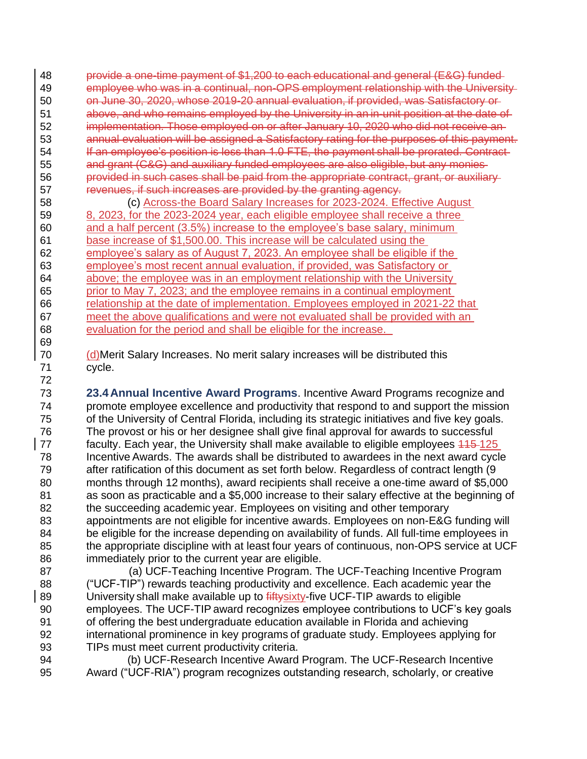~~provide a one-time payment of $1,200 to each educational and general (E&G) funded employee who was in a continual, non-OPS employment relationship with the University on June 30, 2020, whose 2019-20 annual evaluation, if provided, was Satisfactory or above, and who remains employed by the University in an in-unit position at the date of implementation. Those employed on or after January 10, 2020 who did not receive an annual evaluation will be assigned a Satisfactory rating for the purposes of this payment. If an employee's position is less than 1.0 FTE, the payment shall be prorated. Contract and grant (C&G) and auxiliary funded employees are also eligible, but any monies provided in such cases shall be paid from the appropriate contract, grant, or auxiliary revenues, if such increases are provided by the granting agency.~~

(c) Across-the Board Salary Increases for 2023-2024. Effective August 8, 2023, for the 2023-2024 year, each eligible employee shall receive a three and a half percent (3.5%) increase to the employee's base salary, minimum base increase of $1,500.00. This increase will be calculated using the employee's salary as of August 7, 2023. An employee shall be eligible if the employee's most recent annual evaluation, if provided, was Satisfactory or above; the employee was in an employment relationship with the University prior to May 7, 2023; and the employee remains in a continual employment relationship at the date of implementation. Employees employed in 2021-22 that meet the above qualifications and were not evaluated shall be provided with an evaluation for the period and shall be eligible for the increase.

(d)Merit Salary Increases. No merit salary increases will be distributed this cycle.

**23.4 Annual Incentive Award Programs**. Incentive Award Programs recognize and promote employee excellence and productivity that respond to and support the mission of the University of Central Florida, including its strategic initiatives and five key goals. The provost or his or her designee shall give final approval for awards to successful faculty. Each year, the University shall make available to eligible employees ~~115~~ 125 Incentive Awards. The awards shall be distributed to awardees in the next award cycle after ratification of this document as set forth below. Regardless of contract length (9 months through 12 months), award recipients shall receive a one-time award of $5,000 as soon as practicable and a $5,000 increase to their salary effective at the beginning of the succeeding academic year. Employees on visiting and other temporary appointments are not eligible for incentive awards. Employees on non-E&G funding will be eligible for the increase depending on availability of funds. All full-time employees in the appropriate discipline with at least four years of continuous, non-OPS service at UCF immediately prior to the current year are eligible.

(a) UCF-Teaching Incentive Program. The UCF-Teaching Incentive Program ("UCF-TIP") rewards teaching productivity and excellence. Each academic year the University shall make available up to ~~fifty~~sixty-five UCF-TIP awards to eligible employees. The UCF-TIP award recognizes employee contributions to UCF's key goals of offering the best undergraduate education available in Florida and achieving international prominence in key programs of graduate study. Employees applying for TIPs must meet current productivity criteria.

(b) UCF-Research Incentive Award Program. The UCF-Research Incentive Award ("UCF-RIA") program recognizes outstanding research, scholarly, or creative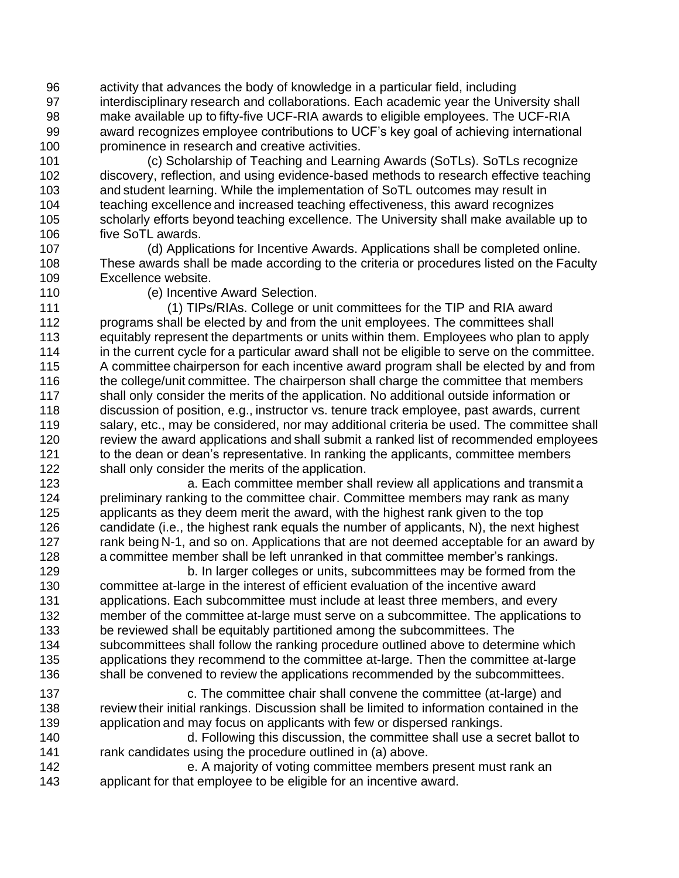activity that advances the body of knowledge in a particular field, including interdisciplinary research and collaborations. Each academic year the University shall make available up to fifty-five UCF-RIA awards to eligible employees. The UCF-RIA award recognizes employee contributions to UCF's key goal of achieving international prominence in research and creative activities.

(c) Scholarship of Teaching and Learning Awards (SoTLs). SoTLs recognize discovery, reflection, and using evidence-based methods to research effective teaching and student learning. While the implementation of SoTL outcomes may result in teaching excellence and increased teaching effectiveness, this award recognizes scholarly efforts beyond teaching excellence. The University shall make available up to five SoTL awards.

(d) Applications for Incentive Awards. Applications shall be completed online. These awards shall be made according to the criteria or procedures listed on the Faculty Excellence website.

(e) Incentive Award Selection.

(1) TIPs/RIAs. College or unit committees for the TIP and RIA award programs shall be elected by and from the unit employees. The committees shall equitably represent the departments or units within them. Employees who plan to apply in the current cycle for a particular award shall not be eligible to serve on the committee. A committee chairperson for each incentive award program shall be elected by and from the college/unit committee. The chairperson shall charge the committee that members shall only consider the merits of the application. No additional outside information or discussion of position, e.g., instructor vs. tenure track employee, past awards, current salary, etc., may be considered, nor may additional criteria be used. The committee shall review the award applications and shall submit a ranked list of recommended employees to the dean or dean's representative. In ranking the applicants, committee members shall only consider the merits of the application.

a. Each committee member shall review all applications and transmit a preliminary ranking to the committee chair. Committee members may rank as many applicants as they deem merit the award, with the highest rank given to the top candidate (i.e., the highest rank equals the number of applicants, N), the next highest rank being N-1, and so on. Applications that are not deemed acceptable for an award by a committee member shall be left unranked in that committee member's rankings.

b. In larger colleges or units, subcommittees may be formed from the committee at-large in the interest of efficient evaluation of the incentive award applications. Each subcommittee must include at least three members, and every member of the committee at-large must serve on a subcommittee. The applications to be reviewed shall be equitably partitioned among the subcommittees. The subcommittees shall follow the ranking procedure outlined above to determine which applications they recommend to the committee at-large. Then the committee at-large shall be convened to review the applications recommended by the subcommittees.

c. The committee chair shall convene the committee (at-large) and review their initial rankings. Discussion shall be limited to information contained in the application and may focus on applicants with few or dispersed rankings.

d. Following this discussion, the committee shall use a secret ballot to rank candidates using the procedure outlined in (a) above.

e. A majority of voting committee members present must rank an applicant for that employee to be eligible for an incentive award.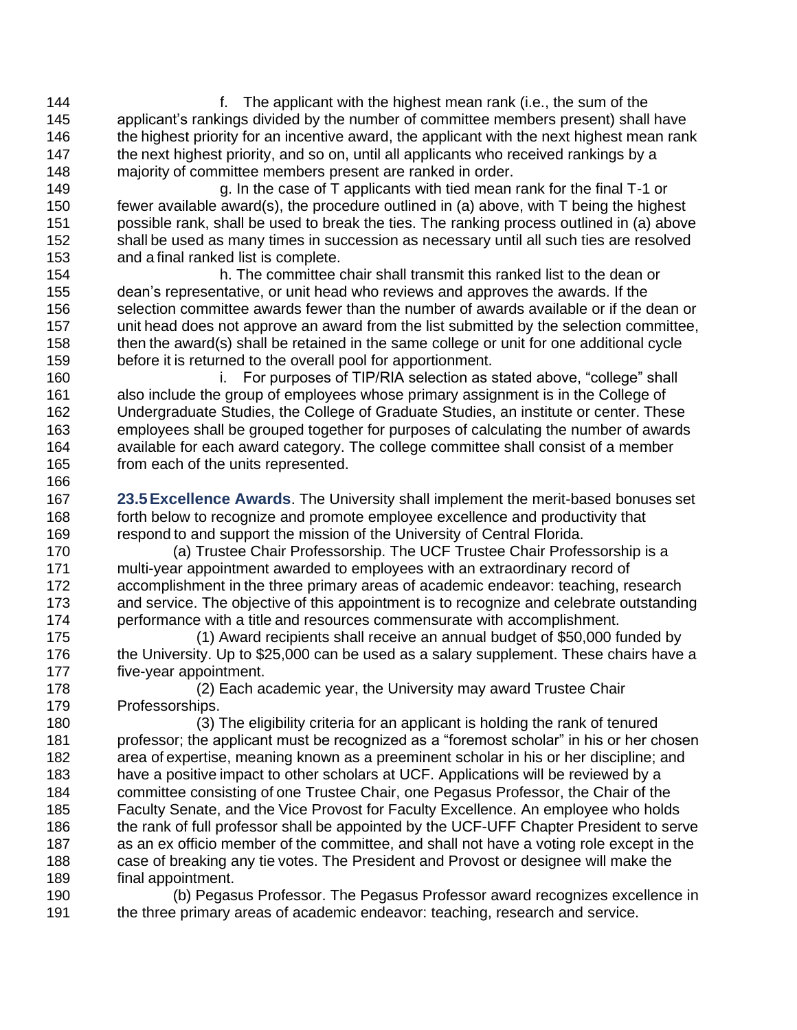f. The applicant with the highest mean rank (i.e., the sum of the applicant's rankings divided by the number of committee members present) shall have the highest priority for an incentive award, the applicant with the next highest mean rank the next highest priority, and so on, until all applicants who received rankings by a majority of committee members present are ranked in order.

g. In the case of T applicants with tied mean rank for the final T-1 or fewer available award(s), the procedure outlined in (a) above, with T being the highest possible rank, shall be used to break the ties. The ranking process outlined in (a) above shall be used as many times in succession as necessary until all such ties are resolved and a final ranked list is complete.

h. The committee chair shall transmit this ranked list to the dean or dean's representative, or unit head who reviews and approves the awards. If the selection committee awards fewer than the number of awards available or if the dean or unit head does not approve an award from the list submitted by the selection committee, then the award(s) shall be retained in the same college or unit for one additional cycle before it is returned to the overall pool for apportionment.

i. For purposes of TIP/RIA selection as stated above, "college" shall also include the group of employees whose primary assignment is in the College of Undergraduate Studies, the College of Graduate Studies, an institute or center. These employees shall be grouped together for purposes of calculating the number of awards available for each award category. The college committee shall consist of a member from each of the units represented.

**23.5 Excellence Awards**. The University shall implement the merit-based bonuses set forth below to recognize and promote employee excellence and productivity that respond to and support the mission of the University of Central Florida.

(a) Trustee Chair Professorship. The UCF Trustee Chair Professorship is a multi-year appointment awarded to employees with an extraordinary record of accomplishment in the three primary areas of academic endeavor: teaching, research and service. The objective of this appointment is to recognize and celebrate outstanding performance with a title and resources commensurate with accomplishment.

(1) Award recipients shall receive an annual budget of $50,000 funded by the University. Up to $25,000 can be used as a salary supplement. These chairs have a five-year appointment.

(2) Each academic year, the University may award Trustee Chair Professorships.

(3) The eligibility criteria for an applicant is holding the rank of tenured professor; the applicant must be recognized as a "foremost scholar" in his or her chosen area of expertise, meaning known as a preeminent scholar in his or her discipline; and have a positive impact to other scholars at UCF. Applications will be reviewed by a committee consisting of one Trustee Chair, one Pegasus Professor, the Chair of the Faculty Senate, and the Vice Provost for Faculty Excellence. An employee who holds the rank of full professor shall be appointed by the UCF-UFF Chapter President to serve as an ex officio member of the committee, and shall not have a voting role except in the case of breaking any tie votes. The President and Provost or designee will make the final appointment.

(b) Pegasus Professor. The Pegasus Professor award recognizes excellence in the three primary areas of academic endeavor: teaching, research and service.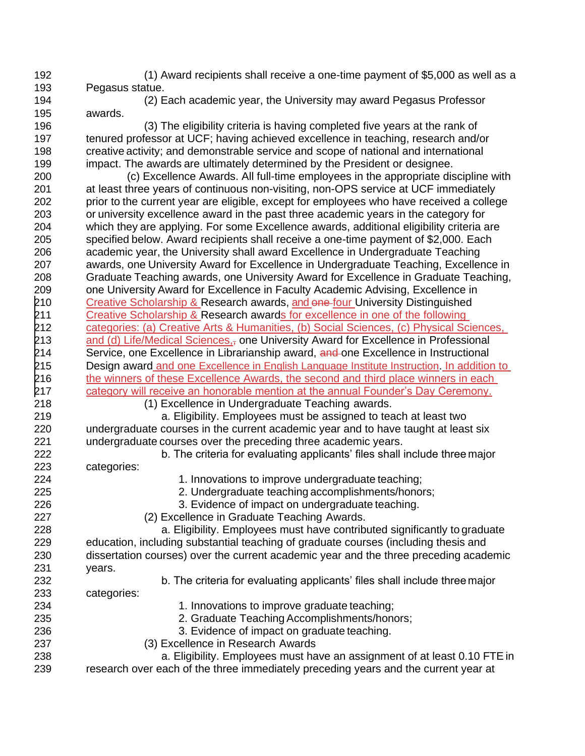(1) Award recipients shall receive a one-time payment of $5,000 as well as a Pegasus statue.

(2) Each academic year, the University may award Pegasus Professor awards.

(3) The eligibility criteria is having completed five years at the rank of tenured professor at UCF; having achieved excellence in teaching, research and/or creative activity; and demonstrable service and scope of national and international impact. The awards are ultimately determined by the President or designee.

(c) Excellence Awards. All full-time employees in the appropriate discipline with at least three years of continuous non-visiting, non-OPS service at UCF immediately prior to the current year are eligible, except for employees who have received a college or university excellence award in the past three academic years in the category for which they are applying. For some Excellence awards, additional eligibility criteria are specified below. Award recipients shall receive a one-time payment of $2,000. Each academic year, the University shall award Excellence in Undergraduate Teaching awards, one University Award for Excellence in Undergraduate Teaching, Excellence in Graduate Teaching awards, one University Award for Excellence in Graduate Teaching, one University Award for Excellence in Faculty Academic Advising, Excellence in Creative Scholarship & Research awards, and ~~one~~ four University Distinguished Creative Scholarship & Research awards for excellence in one of the following categories: (a) Creative Arts & Humanities, (b) Social Sciences, (c) Physical Sciences, and (d) Life/Medical Sciences,~~,~~ one University Award for Excellence in Professional Service, one Excellence in Librarianship award, ~~and~~ one Excellence in Instructional Design award and one Excellence in English Language Institute Instruction. In addition to the winners of these Excellence Awards, the second and third place winners in each category will receive an honorable mention at the annual Founder's Day Ceremony.

(1) Excellence in Undergraduate Teaching awards.

a. Eligibility. Employees must be assigned to teach at least two undergraduate courses in the current academic year and to have taught at least six undergraduate courses over the preceding three academic years.

b. The criteria for evaluating applicants' files shall include three major categories:

1. Innovations to improve undergraduate teaching;
2. Undergraduate teaching accomplishments/honors;
3. Evidence of impact on undergraduate teaching.

(2) Excellence in Graduate Teaching Awards.

a. Eligibility. Employees must have contributed significantly to graduate education, including substantial teaching of graduate courses (including thesis and dissertation courses) over the current academic year and the three preceding academic years.

b. The criteria for evaluating applicants' files shall include three major categories:

1. Innovations to improve graduate teaching;
2. Graduate Teaching Accomplishments/honors;
3. Evidence of impact on graduate teaching.

(3) Excellence in Research Awards

a. Eligibility. Employees must have an assignment of at least 0.10 FTE in research over each of the three immediately preceding years and the current year at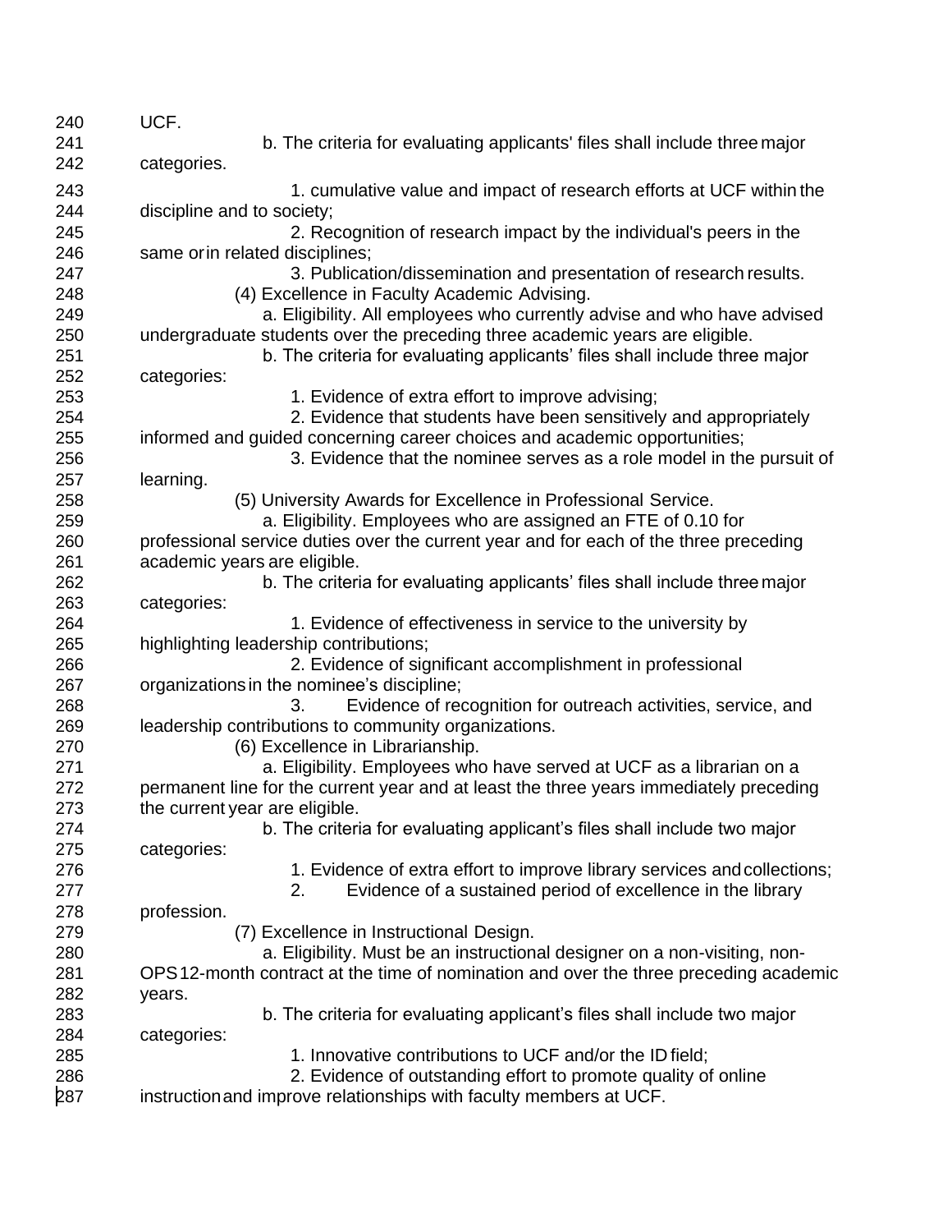UCF.

b. The criteria for evaluating applicants' files shall include three major categories.

1. cumulative value and impact of research efforts at UCF within the discipline and to society;

2. Recognition of research impact by the individual's peers in the same or in related disciplines;

3. Publication/dissemination and presentation of research results.

(4) Excellence in Faculty Academic Advising.

a. Eligibility. All employees who currently advise and who have advised undergraduate students over the preceding three academic years are eligible.

b. The criteria for evaluating applicants' files shall include three major categories:

1. Evidence of extra effort to improve advising;

2. Evidence that students have been sensitively and appropriately informed and guided concerning career choices and academic opportunities;

3. Evidence that the nominee serves as a role model in the pursuit of learning.

(5) University Awards for Excellence in Professional Service.

a. Eligibility. Employees who are assigned an FTE of 0.10 for professional service duties over the current year and for each of the three preceding academic years are eligible.

b. The criteria for evaluating applicants' files shall include three major categories:

1. Evidence of effectiveness in service to the university by highlighting leadership contributions;

2. Evidence of significant accomplishment in professional organizations in the nominee's discipline;

3. Evidence of recognition for outreach activities, service, and leadership contributions to community organizations.

(6) Excellence in Librarianship.

a. Eligibility. Employees who have served at UCF as a librarian on a permanent line for the current year and at least the three years immediately preceding the current year are eligible.

b. The criteria for evaluating applicant's files shall include two major categories:

1. Evidence of extra effort to improve library services and collections;

2. Evidence of a sustained period of excellence in the library profession.

(7) Excellence in Instructional Design.

a. Eligibility. Must be an instructional designer on a non-visiting, non-OPS 12-month contract at the time of nomination and over the three preceding academic years.

b. The criteria for evaluating applicant's files shall include two major categories:

1. Innovative contributions to UCF and/or the ID field;

2. Evidence of outstanding effort to promote quality of online instruction and improve relationships with faculty members at UCF.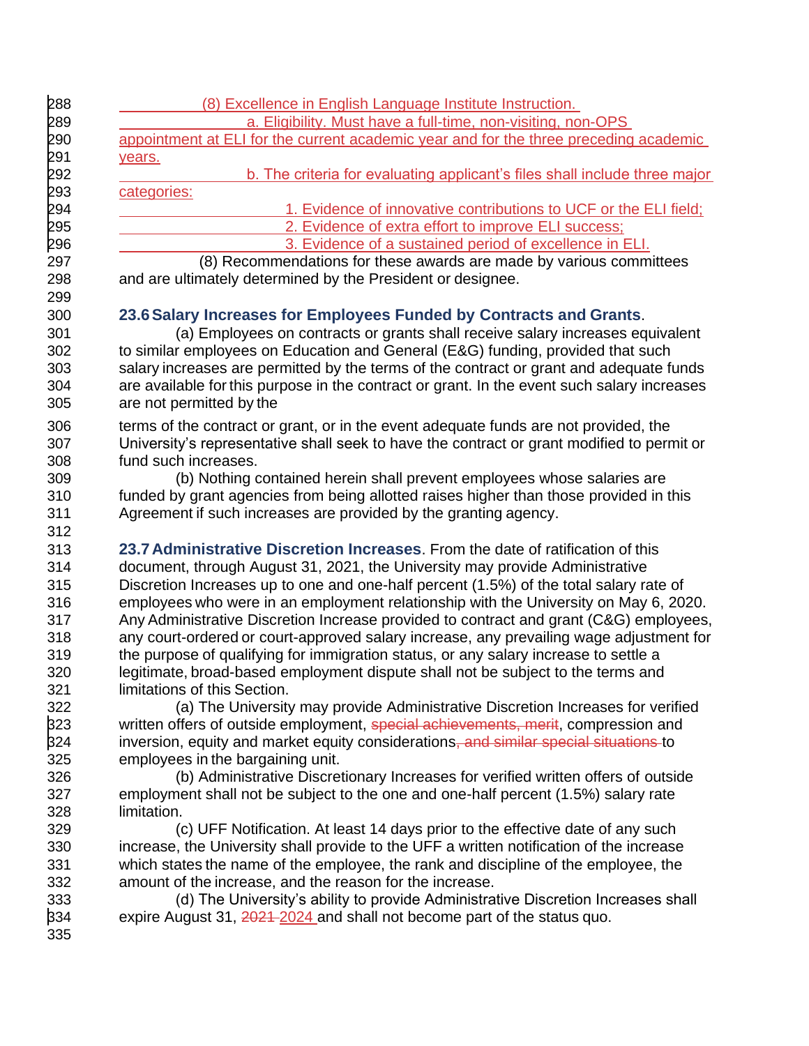(8) Excellence in English Language Institute Instruction.

a. Eligibility. Must have a full-time, non-visiting, non-OPS appointment at ELI for the current academic year and for the three preceding academic years.

b. The criteria for evaluating applicant's files shall include three major categories:

1. Evidence of innovative contributions to UCF or the ELI field;
2. Evidence of extra effort to improve ELI success;
3. Evidence of a sustained period of excellence in ELI.

(8) Recommendations for these awards are made by various committees and are ultimately determined by the President or designee.

**23.6 Salary Increases for Employees Funded by Contracts and Grants**.

(a) Employees on contracts or grants shall receive salary increases equivalent to similar employees on Education and General (E&G) funding, provided that such salary increases are permitted by the terms of the contract or grant and adequate funds are available for this purpose in the contract or grant. In the event such salary increases are not permitted by the terms of the contract or grant, or in the event adequate funds are not provided, the University's representative shall seek to have the contract or grant modified to permit or fund such increases.

(b) Nothing contained herein shall prevent employees whose salaries are funded by grant agencies from being allotted raises higher than those provided in this Agreement if such increases are provided by the granting agency.

**23.7 Administrative Discretion Increases**. From the date of ratification of this document, through August 31, 2021, the University may provide Administrative Discretion Increases up to one and one-half percent (1.5%) of the total salary rate of employees who were in an employment relationship with the University on May 6, 2020. Any Administrative Discretion Increase provided to contract and grant (C&G) employees, any court-ordered or court-approved salary increase, any prevailing wage adjustment for the purpose of qualifying for immigration status, or any salary increase to settle a legitimate, broad-based employment dispute shall not be subject to the terms and limitations of this Section.

(a) The University may provide Administrative Discretion Increases for verified written offers of outside employment, ~~special achievements, merit~~, compression and inversion, equity and market equity considerations~~, and similar special situations~~ to employees in the bargaining unit.

(b) Administrative Discretionary Increases for verified written offers of outside employment shall not be subject to the one and one-half percent (1.5%) salary rate limitation.

(c) UFF Notification. At least 14 days prior to the effective date of any such increase, the University shall provide to the UFF a written notification of the increase which states the name of the employee, the rank and discipline of the employee, the amount of the increase, and the reason for the increase.

(d) The University's ability to provide Administrative Discretion Increases shall expire August 31, ~~2021~~ 2024 and shall not become part of the status quo.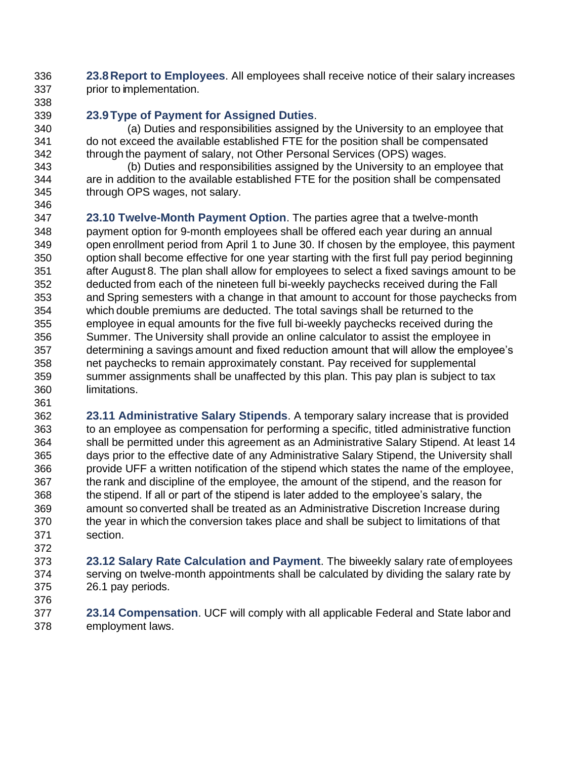**23.8 Report to Employees**. All employees shall receive notice of their salary increases prior to implementation.

**23.9 Type of Payment for Assigned Duties**.

(a) Duties and responsibilities assigned by the University to an employee that do not exceed the available established FTE for the position shall be compensated through the payment of salary, not Other Personal Services (OPS) wages.

(b) Duties and responsibilities assigned by the University to an employee that are in addition to the available established FTE for the position shall be compensated through OPS wages, not salary.

**23.10 Twelve-Month Payment Option**. The parties agree that a twelve-month payment option for 9-month employees shall be offered each year during an annual open enrollment period from April 1 to June 30. If chosen by the employee, this payment option shall become effective for one year starting with the first full pay period beginning after August 8. The plan shall allow for employees to select a fixed savings amount to be deducted from each of the nineteen full bi-weekly paychecks received during the Fall and Spring semesters with a change in that amount to account for those paychecks from which double premiums are deducted. The total savings shall be returned to the employee in equal amounts for the five full bi-weekly paychecks received during the Summer. The University shall provide an online calculator to assist the employee in determining a savings amount and fixed reduction amount that will allow the employee's net paychecks to remain approximately constant. Pay received for supplemental summer assignments shall be unaffected by this plan. This pay plan is subject to tax limitations.

**23.11 Administrative Salary Stipends**. A temporary salary increase that is provided to an employee as compensation for performing a specific, titled administrative function shall be permitted under this agreement as an Administrative Salary Stipend. At least 14 days prior to the effective date of any Administrative Salary Stipend, the University shall provide UFF a written notification of the stipend which states the name of the employee, the rank and discipline of the employee, the amount of the stipend, and the reason for the stipend. If all or part of the stipend is later added to the employee's salary, the amount so converted shall be treated as an Administrative Discretion Increase during the year in which the conversion takes place and shall be subject to limitations of that section.

**23.12 Salary Rate Calculation and Payment**. The biweekly salary rate of employees serving on twelve-month appointments shall be calculated by dividing the salary rate by 26.1 pay periods.

**23.14 Compensation**. UCF will comply with all applicable Federal and State labor and employment laws.